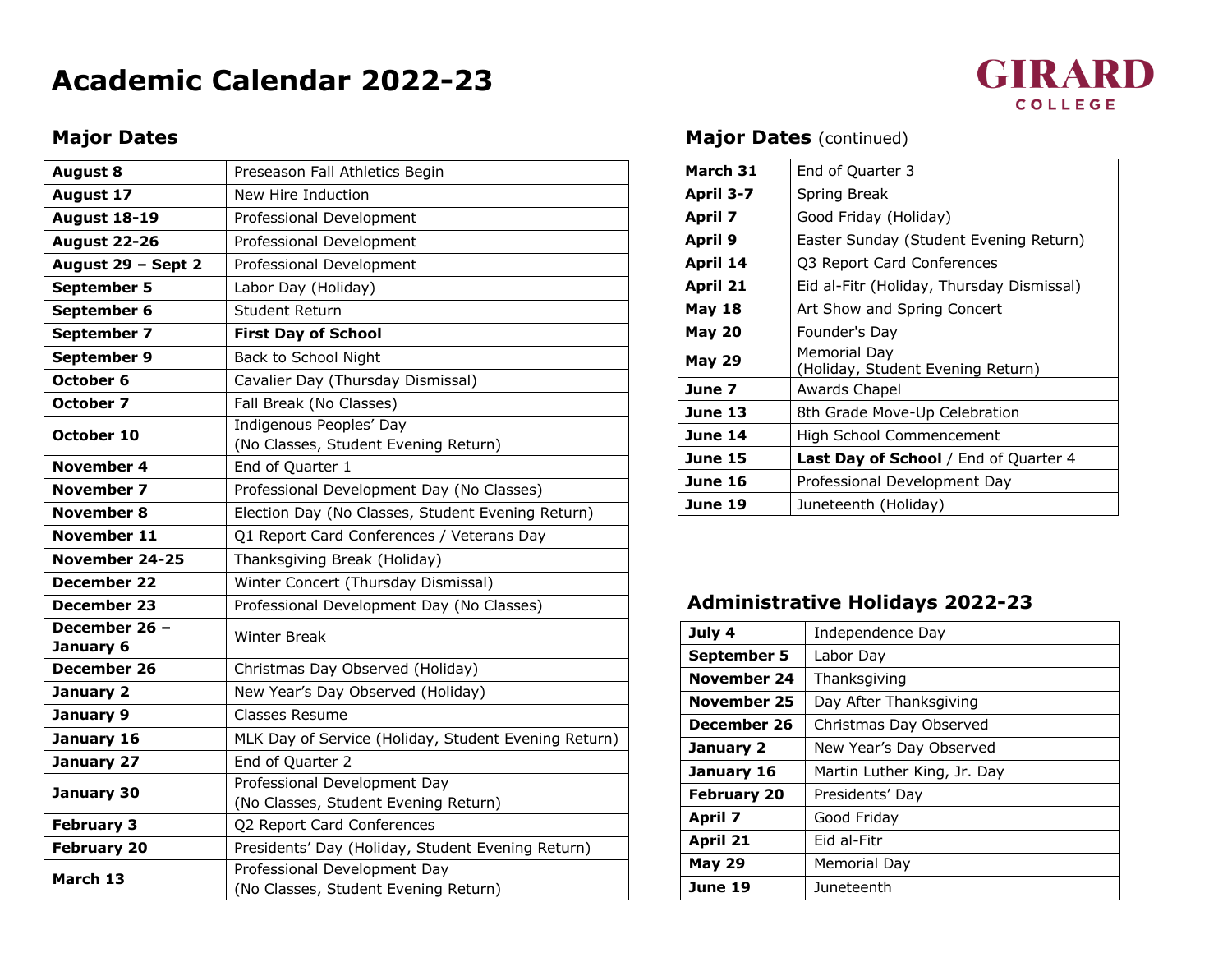# Academic Calendar 2022-23

GIRARD COLLEGE

## Major Dates

| Date | Event |
|---|---|
| **August 8** | Preseason Fall Athletics Begin |
| **August 17** | New Hire Induction |
| **August 18-19** | Professional Development |
| **August 22-26** | Professional Development |
| **August 29 – Sept 2** | Professional Development |
| **September 5** | Labor Day (Holiday) |
| **September 6** | Student Return |
| **September 7** | **First Day of School** |
| **September 9** | Back to School Night |
| **October 6** | Cavalier Day (Thursday Dismissal) |
| **October 7** | Fall Break (No Classes) |
| **October 10** | Indigenous Peoples' Day (No Classes, Student Evening Return) |
| **November 4** | End of Quarter 1 |
| **November 7** | Professional Development Day (No Classes) |
| **November 8** | Election Day (No Classes, Student Evening Return) |
| **November 11** | Q1 Report Card Conferences / Veterans Day |
| **November 24-25** | Thanksgiving Break (Holiday) |
| **December 22** | Winter Concert (Thursday Dismissal) |
| **December 23** | Professional Development Day (No Classes) |
| **December 26 – January 6** | Winter Break |
| **December 26** | Christmas Day Observed (Holiday) |
| **January 2** | New Year's Day Observed (Holiday) |
| **January 9** | Classes Resume |
| **January 16** | MLK Day of Service (Holiday, Student Evening Return) |
| **January 27** | End of Quarter 2 |
| **January 30** | Professional Development Day (No Classes, Student Evening Return) |
| **February 3** | Q2 Report Card Conferences |
| **February 20** | Presidents' Day (Holiday, Student Evening Return) |
| **March 13** | Professional Development Day (No Classes, Student Evening Return) |

## Major Dates (continued)

| Date | Event |
|---|---|
| **March 31** | End of Quarter 3 |
| **April 3-7** | Spring Break |
| **April 7** | Good Friday (Holiday) |
| **April 9** | Easter Sunday (Student Evening Return) |
| **April 14** | Q3 Report Card Conferences |
| **April 21** | Eid al-Fitr (Holiday, Thursday Dismissal) |
| **May 18** | Art Show and Spring Concert |
| **May 20** | Founder's Day |
| **May 29** | Memorial Day (Holiday, Student Evening Return) |
| **June 7** | Awards Chapel |
| **June 13** | 8th Grade Move-Up Celebration |
| **June 14** | High School Commencement |
| **June 15** | **Last Day of School** / End of Quarter 4 |
| **June 16** | Professional Development Day |
| **June 19** | Juneteenth (Holiday) |

## Administrative Holidays 2022-23

| Date | Holiday |
|---|---|
| **July 4** | Independence Day |
| **September 5** | Labor Day |
| **November 24** | Thanksgiving |
| **November 25** | Day After Thanksgiving |
| **December 26** | Christmas Day Observed |
| **January 2** | New Year's Day Observed |
| **January 16** | Martin Luther King, Jr. Day |
| **February 20** | Presidents' Day |
| **April 7** | Good Friday |
| **April 21** | Eid al-Fitr |
| **May 29** | Memorial Day |
| **June 19** | Juneteenth |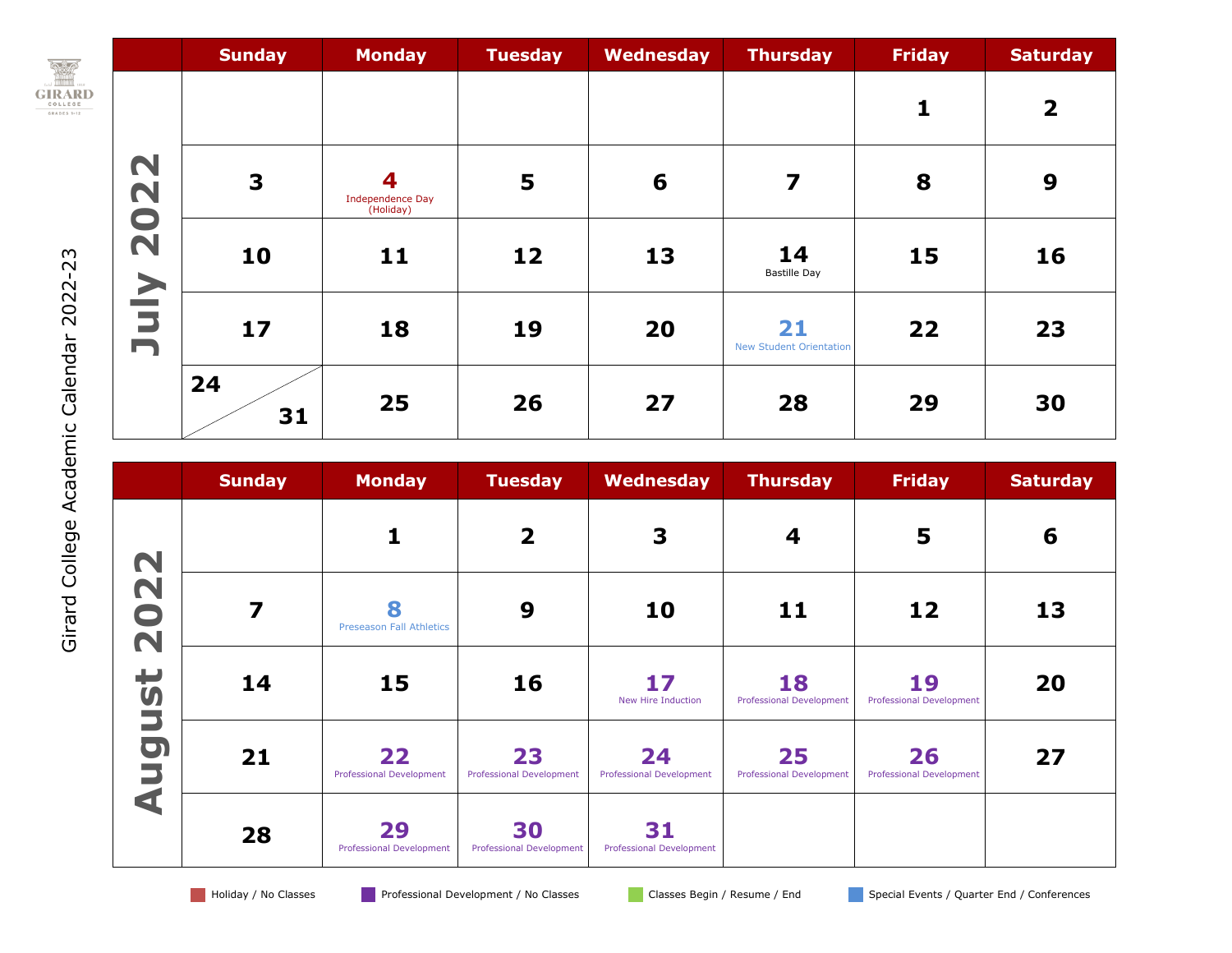# Girard College Academic Calendar 2022-23

## July 2022

| Sunday | Monday | Tuesday | Wednesday | Thursday | Friday | Saturday |
|---|---|---|---|---|---|---|
| | | | | | 1 | 2 |
| 3 | 4 Independence Day (Holiday) | 5 | 6 | 7 | 8 | 9 |
| 10 | 11 | 12 | 13 | 14 Bastille Day | 15 | 16 |
| 17 | 18 | 19 | 20 | 21 New Student Orientation | 22 | 23 |
| 24 / 31 | 25 | 26 | 27 | 28 | 29 | 30 |

## August 2022

| Sunday | Monday | Tuesday | Wednesday | Thursday | Friday | Saturday |
|---|---|---|---|---|---|---|
| | 1 | 2 | 3 | 4 | 5 | 6 |
| 7 | 8 Preseason Fall Athletics | 9 | 10 | 11 | 12 | 13 |
| 14 | 15 | 16 | 17 New Hire Induction | 18 Professional Development | 19 Professional Development | 20 |
| 21 | 22 Professional Development | 23 Professional Development | 24 Professional Development | 25 Professional Development | 26 Professional Development | 27 |
| 28 | 29 Professional Development | 30 Professional Development | 31 Professional Development | | | |

Holiday / No Classes — Professional Development / No Classes — Classes Begin / Resume / End — Special Events / Quarter End / Conferences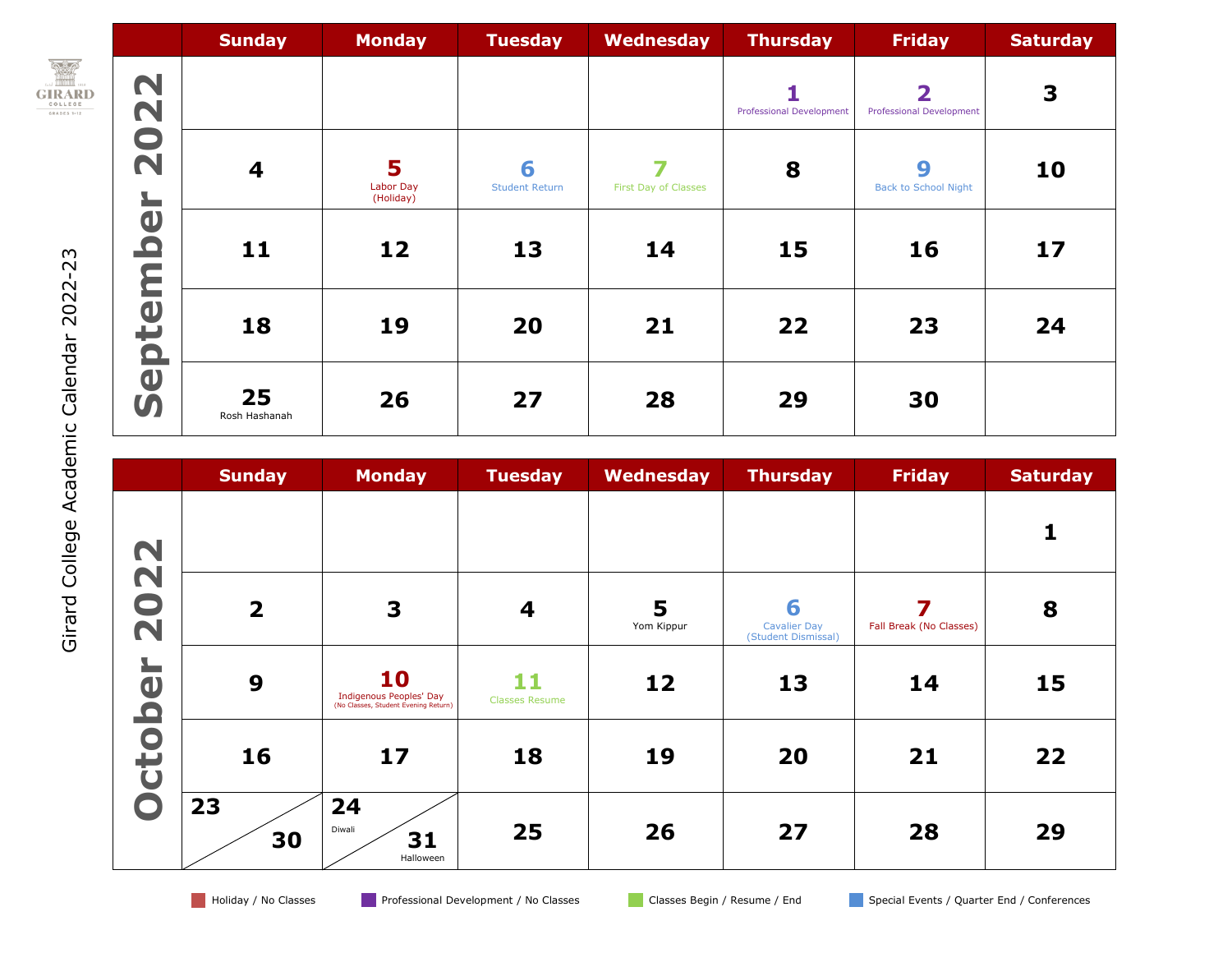Girard College Academic Calendar 2022-23

## September 2022

| Sunday | Monday | Tuesday | Wednesday | Thursday | Friday | Saturday |
|---|---|---|---|---|---|---|
| | | | | 1 Professional Development | 2 Professional Development | 3 |
| 4 | 5 Labor Day (Holiday) | 6 Student Return | 7 First Day of Classes | 8 | 9 Back to School Night | 10 |
| 11 | 12 | 13 | 14 | 15 | 16 | 17 |
| 18 | 19 | 20 | 21 | 22 | 23 | 24 |
| 25 Rosh Hashanah | 26 | 27 | 28 | 29 | 30 | |

## October 2022

| Sunday | Monday | Tuesday | Wednesday | Thursday | Friday | Saturday |
|---|---|---|---|---|---|---|
| | | | | | | 1 |
| 2 | 3 | 4 | 5 Yom Kippur | 6 Cavalier Day (Student Dismissal) | 7 Fall Break (No Classes) | 8 |
| 9 | 10 Indigenous Peoples' Day (No Classes, Student Evening Return) | 11 Classes Resume | 12 | 13 | 14 | 15 |
| 16 | 17 | 18 | 19 | 20 | 21 | 22 |
| 23 / 30 | 24 Diwali / 31 Halloween | 25 | 26 | 27 | 28 | 29 |

Holiday / No Classes | Professional Development / No Classes | Classes Begin / Resume / End | Special Events / Quarter End / Conferences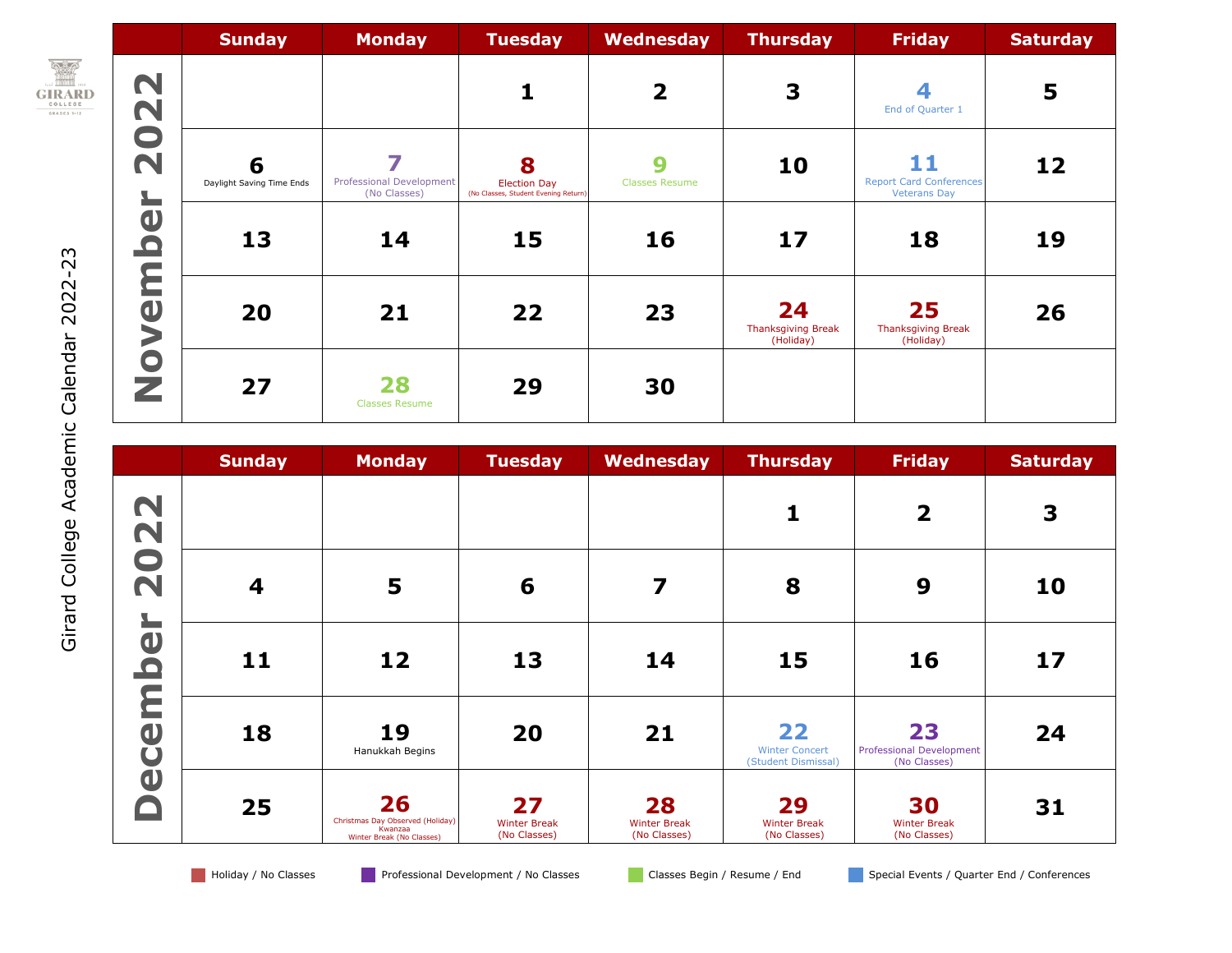# Girard College Academic Calendar 2022-23

## November 2022

| Sunday | Monday | Tuesday | Wednesday | Thursday | Friday | Saturday |
|---|---|---|---|---|---|---|
| | | 1 | 2 | 3 | 4 End of Quarter 1 | 5 |
| 6 Daylight Saving Time Ends | 7 Professional Development (No Classes) | 8 Election Day (No Classes, Student Evening Return) | 9 Classes Resume | 10 | 11 Report Card Conferences Veterans Day | 12 |
| 13 | 14 | 15 | 16 | 17 | 18 | 19 |
| 20 | 21 | 22 | 23 | 24 Thanksgiving Break (Holiday) | 25 Thanksgiving Break (Holiday) | 26 |
| 27 | 28 Classes Resume | 29 | 30 | | | |

## December 2022

| Sunday | Monday | Tuesday | Wednesday | Thursday | Friday | Saturday |
|---|---|---|---|---|---|---|
| | | | | 1 | 2 | 3 |
| 4 | 5 | 6 | 7 | 8 | 9 | 10 |
| 11 | 12 | 13 | 14 | 15 | 16 | 17 |
| 18 | 19 Hanukkah Begins | 20 | 21 | 22 Winter Concert (Student Dismissal) | 23 Professional Development (No Classes) | 24 |
| 25 | 26 Christmas Day Observed (Holiday) Kwanzaa Winter Break (No Classes) | 27 Winter Break (No Classes) | 28 Winter Break (No Classes) | 29 Winter Break (No Classes) | 30 Winter Break (No Classes) | 31 |

Holiday / No Classes | Professional Development / No Classes | Classes Begin / Resume / End | Special Events / Quarter End / Conferences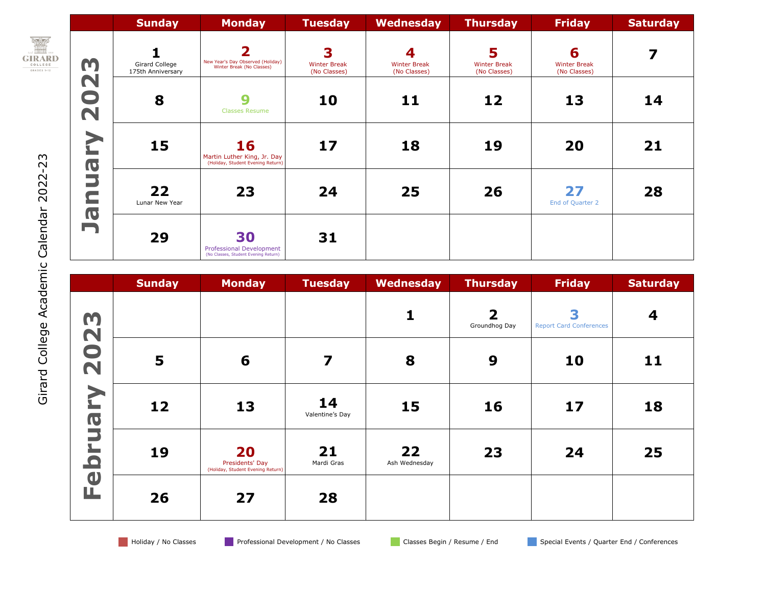# Girard College Academic Calendar 2022-23

## January 2023

| Sunday | Monday | Tuesday | Wednesday | Thursday | Friday | Saturday |
|---|---|---|---|---|---|---|
| 1 Girard College 175th Anniversary | 2 New Year's Day Observed (Holiday) Winter Break (No Classes) | 3 Winter Break (No Classes) | 4 Winter Break (No Classes) | 5 Winter Break (No Classes) | 6 Winter Break (No Classes) | 7 |
| 8 | 9 Classes Resume | 10 | 11 | 12 | 13 | 14 |
| 15 | 16 Martin Luther King, Jr. Day (Holiday, Student Evening Return) | 17 | 18 | 19 | 20 | 21 |
| 22 Lunar New Year | 23 | 24 | 25 | 26 | 27 End of Quarter 2 | 28 |
| 29 | 30 Professional Development (No Classes, Student Evening Return) | 31 | | | | |

## February 2023

| Sunday | Monday | Tuesday | Wednesday | Thursday | Friday | Saturday |
|---|---|---|---|---|---|---|
| | | | 1 | 2 Groundhog Day | 3 Report Card Conferences | 4 |
| 5 | 6 | 7 | 8 | 9 | 10 | 11 |
| 12 | 13 | 14 Valentine's Day | 15 | 16 | 17 | 18 |
| 19 | 20 Presidents' Day (Holiday, Student Evening Return) | 21 Mardi Gras | 22 Ash Wednesday | 23 | 24 | 25 |
| 26 | 27 | 28 | | | | |

Holiday / No Classes | Professional Development / No Classes | Classes Begin / Resume / End | Special Events / Quarter End / Conferences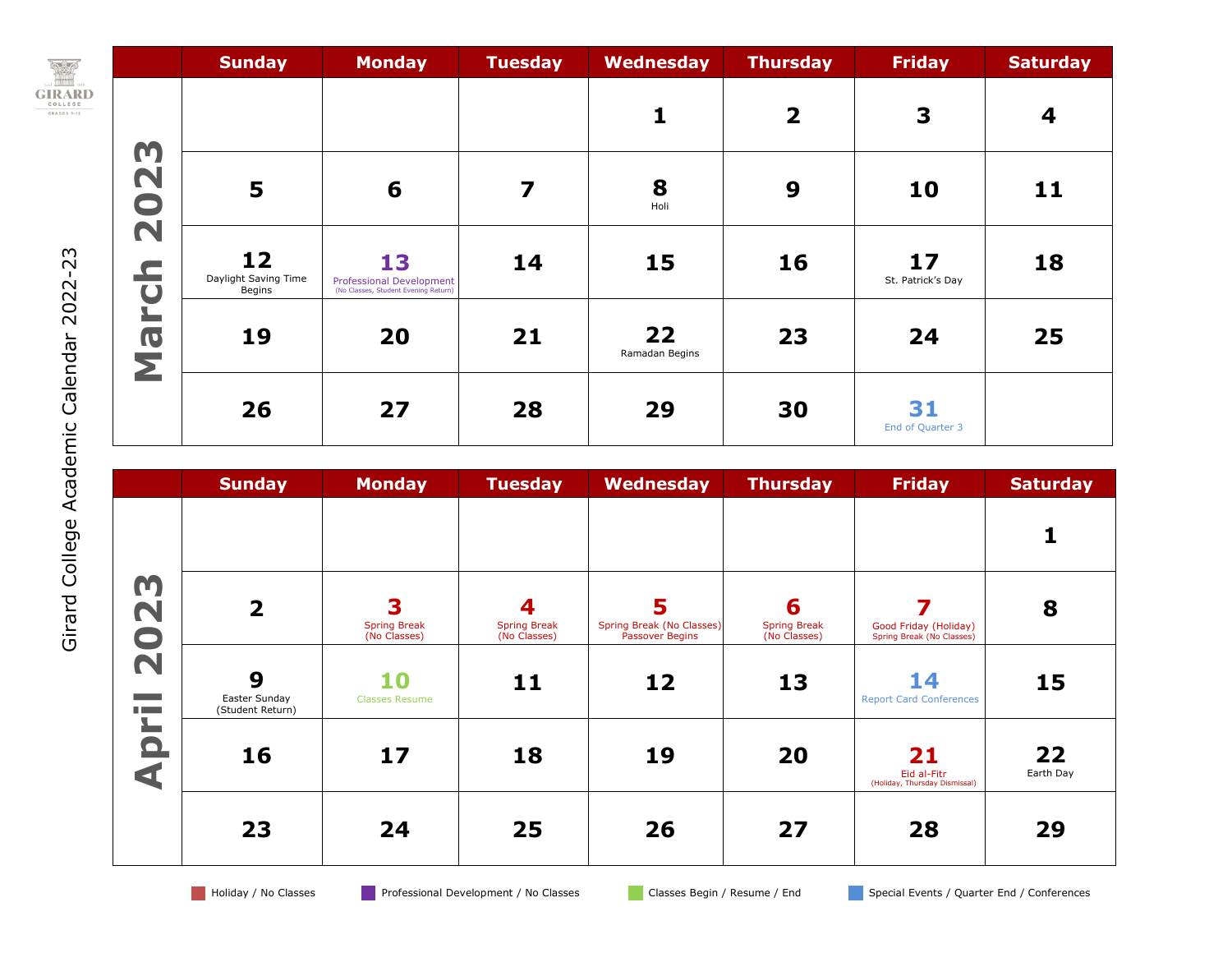# Girard College Academic Calendar 2022-23

## March 2023

| Sunday | Monday | Tuesday | Wednesday | Thursday | Friday | Saturday |
|---|---|---|---|---|---|---|
| | | | 1 | 2 | 3 | 4 |
| 5 | 6 | 7 | 8 Holi | 9 | 10 | 11 |
| 12 Daylight Saving Time Begins | 13 Professional Development (No Classes, Student Evening Return) | 14 | 15 | 16 | 17 St. Patrick's Day | 18 |
| 19 | 20 | 21 | 22 Ramadan Begins | 23 | 24 | 25 |
| 26 | 27 | 28 | 29 | 30 | 31 End of Quarter 3 | |

## April 2023

| Sunday | Monday | Tuesday | Wednesday | Thursday | Friday | Saturday |
|---|---|---|---|---|---|---|
| | | | | | | 1 |
| 2 | 3 Spring Break (No Classes) | 4 Spring Break (No Classes) | 5 Spring Break (No Classes) Passover Begins | 6 Spring Break (No Classes) | 7 Good Friday (Holiday) Spring Break (No Classes) | 8 |
| 9 Easter Sunday (Student Return) | 10 Classes Resume | 11 | 12 | 13 | 14 Report Card Conferences | 15 |
| 16 | 17 | 18 | 19 | 20 | 21 Eid al-Fitr (Holiday, Thursday Dismissal) | 22 Earth Day |
| 23 | 24 | 25 | 26 | 27 | 28 | 29 |

Holiday / No Classes · Professional Development / No Classes · Classes Begin / Resume / End · Special Events / Quarter End / Conferences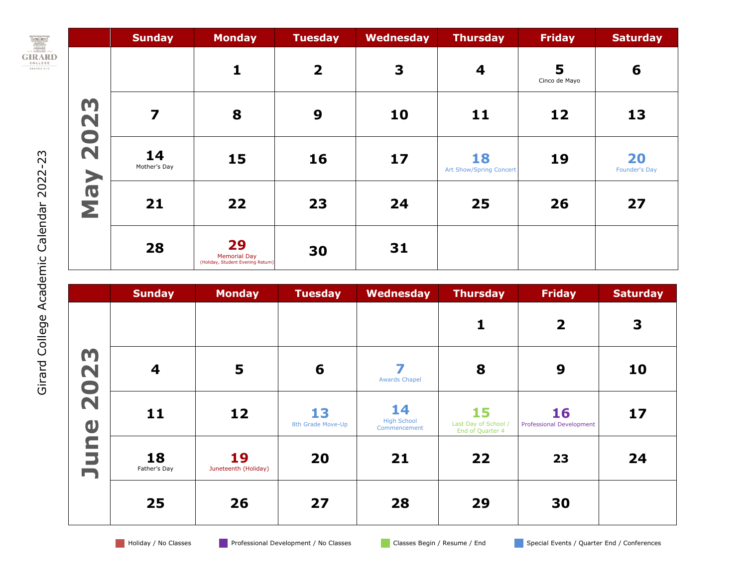Girard College Academic Calendar 2022-23

## May 2023

| Sunday | Monday | Tuesday | Wednesday | Thursday | Friday | Saturday |
|---|---|---|---|---|---|---|
| | 1 | 2 | 3 | 4 | 5 Cinco de Mayo | 6 |
| 7 | 8 | 9 | 10 | 11 | 12 | 13 |
| 14 Mother's Day | 15 | 16 | 17 | 18 Art Show/Spring Concert | 19 | 20 Founder's Day |
| 21 | 22 | 23 | 24 | 25 | 26 | 27 |
| 28 | 29 Memorial Day (Holiday, Student Evening Return) | 30 | 31 | | | |

## June 2023

| Sunday | Monday | Tuesday | Wednesday | Thursday | Friday | Saturday |
|---|---|---|---|---|---|---|
| | | | | 1 | 2 | 3 |
| 4 | 5 | 6 | 7 Awards Chapel | 8 | 9 | 10 |
| 11 | 12 | 13 8th Grade Move-Up | 14 High School Commencement | 15 Last Day of School / End of Quarter 4 | 16 Professional Development | 17 |
| 18 Father's Day | 19 Juneteenth (Holiday) | 20 | 21 | 22 | 23 | 24 |
| 25 | 26 | 27 | 28 | 29 | 30 | |

Holiday / No Classes — Professional Development / No Classes — Classes Begin / Resume / End — Special Events / Quarter End / Conferences